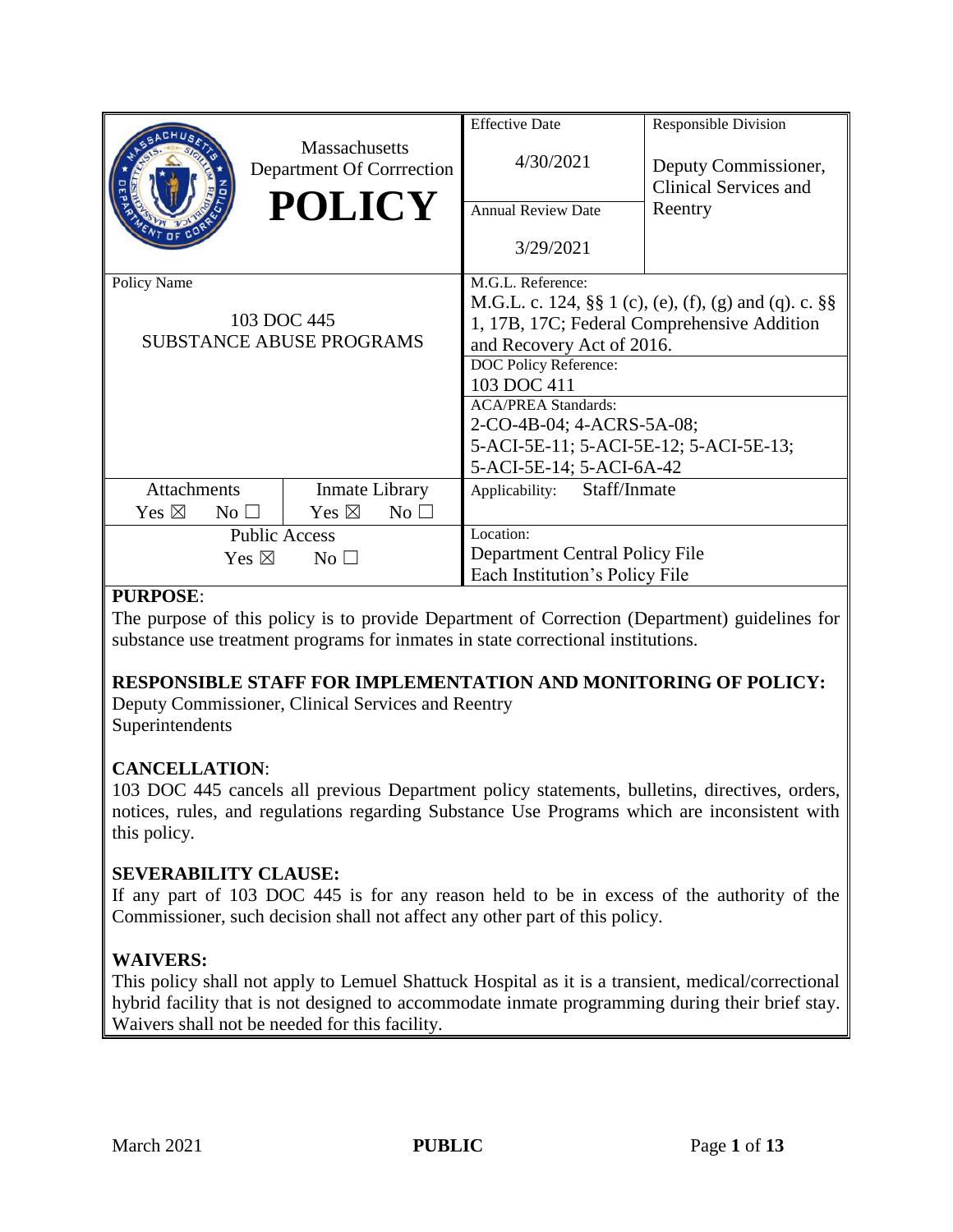| Massachusetts Department Of Correction **POLICY** | Effective Date<br>4/30/2021 | Responsible Division<br>Deputy Commissioner, Clinical Services and Reentry |
|---|---|---|
| | Annual Review Date<br>3/29/2021 | |
| Policy Name<br>103 DOC 445<br>SUBSTANCE ABUSE PROGRAMS | M.G.L. Reference:<br>M.G.L. c. 124, §§ 1 (c), (e), (f), (g) and (q). c. §§ 1, 17B, 17C; Federal Comprehensive Addition and Recovery Act of 2016. | |
| | DOC Policy Reference:<br>103 DOC 411 | |
| | ACA/PREA Standards:<br>2-CO-4B-04; 4-ACRS-5A-08;<br>5-ACI-5E-11; 5-ACI-5E-12; 5-ACI-5E-13;<br>5-ACI-5E-14; 5-ACI-6A-42 | |
| Attachments: Yes ☒ No ☐ / Inmate Library: Yes ☒ No ☐ | Applicability: Staff/Inmate | |
| Public Access: Yes ☒ No ☐ | Location:<br>Department Central Policy File<br>Each Institution's Policy File | |

**PURPOSE**:
The purpose of this policy is to provide Department of Correction (Department) guidelines for substance use treatment programs for inmates in state correctional institutions.

**RESPONSIBLE STAFF FOR IMPLEMENTATION AND MONITORING OF POLICY:**
Deputy Commissioner, Clinical Services and Reentry
Superintendents

**CANCELLATION**:
103 DOC 445 cancels all previous Department policy statements, bulletins, directives, orders, notices, rules, and regulations regarding Substance Use Programs which are inconsistent with this policy.

**SEVERABILITY CLAUSE:**
If any part of 103 DOC 445 is for any reason held to be in excess of the authority of the Commissioner, such decision shall not affect any other part of this policy.

**WAIVERS:**
This policy shall not apply to Lemuel Shattuck Hospital as it is a transient, medical/correctional hybrid facility that is not designed to accommodate inmate programming during their brief stay. Waivers shall not be needed for this facility.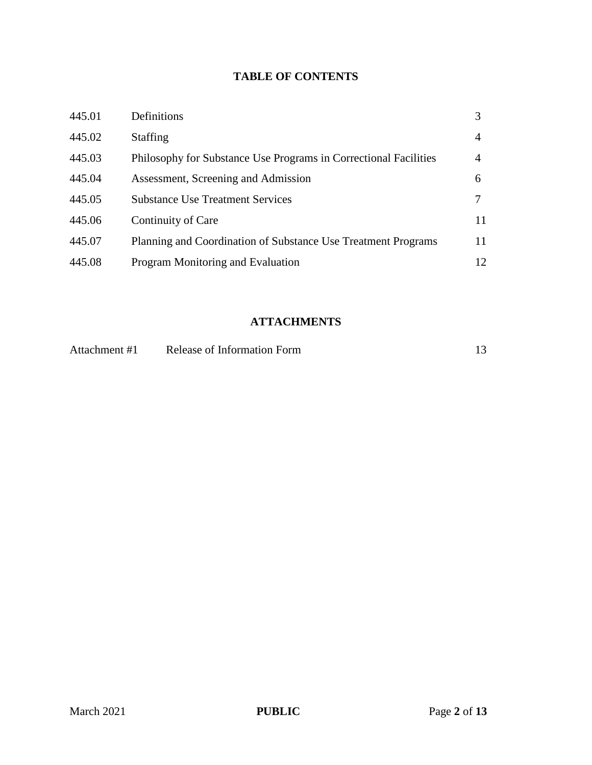## TABLE OF CONTENTS

| | | |
|---|---|---|
| 445.01 | Definitions | 3 |
| 445.02 | Staffing | 4 |
| 445.03 | Philosophy for Substance Use Programs in Correctional Facilities | 4 |
| 445.04 | Assessment, Screening and Admission | 6 |
| 445.05 | Substance Use Treatment Services | 7 |
| 445.06 | Continuity of Care | 11 |
| 445.07 | Planning and Coordination of Substance Use Treatment Programs | 11 |
| 445.08 | Program Monitoring and Evaluation | 12 |

## ATTACHMENTS

| | | |
|---|---|---|
| Attachment #1 | Release of Information Form | 13 |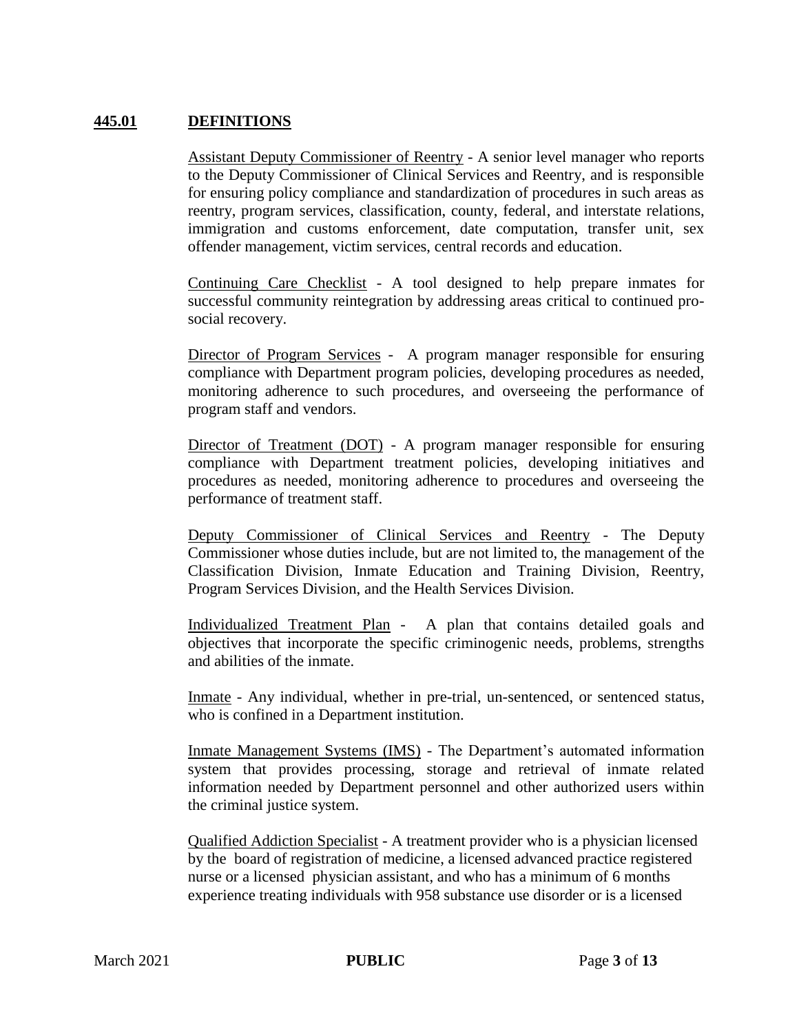## 445.01 DEFINITIONS

Assistant Deputy Commissioner of Reentry - A senior level manager who reports to the Deputy Commissioner of Clinical Services and Reentry, and is responsible for ensuring policy compliance and standardization of procedures in such areas as reentry, program services, classification, county, federal, and interstate relations, immigration and customs enforcement, date computation, transfer unit, sex offender management, victim services, central records and education.

Continuing Care Checklist - A tool designed to help prepare inmates for successful community reintegration by addressing areas critical to continued pro-social recovery.

Director of Program Services - A program manager responsible for ensuring compliance with Department program policies, developing procedures as needed, monitoring adherence to such procedures, and overseeing the performance of program staff and vendors.

Director of Treatment (DOT) - A program manager responsible for ensuring compliance with Department treatment policies, developing initiatives and procedures as needed, monitoring adherence to procedures and overseeing the performance of treatment staff.

Deputy Commissioner of Clinical Services and Reentry - The Deputy Commissioner whose duties include, but are not limited to, the management of the Classification Division, Inmate Education and Training Division, Reentry, Program Services Division, and the Health Services Division.

Individualized Treatment Plan - A plan that contains detailed goals and objectives that incorporate the specific criminogenic needs, problems, strengths and abilities of the inmate.

Inmate - Any individual, whether in pre-trial, un-sentenced, or sentenced status, who is confined in a Department institution.

Inmate Management Systems (IMS) - The Department's automated information system that provides processing, storage and retrieval of inmate related information needed by Department personnel and other authorized users within the criminal justice system.

Qualified Addiction Specialist - A treatment provider who is a physician licensed by the board of registration of medicine, a licensed advanced practice registered nurse or a licensed physician assistant, and who has a minimum of 6 months experience treating individuals with 958 substance use disorder or is a licensed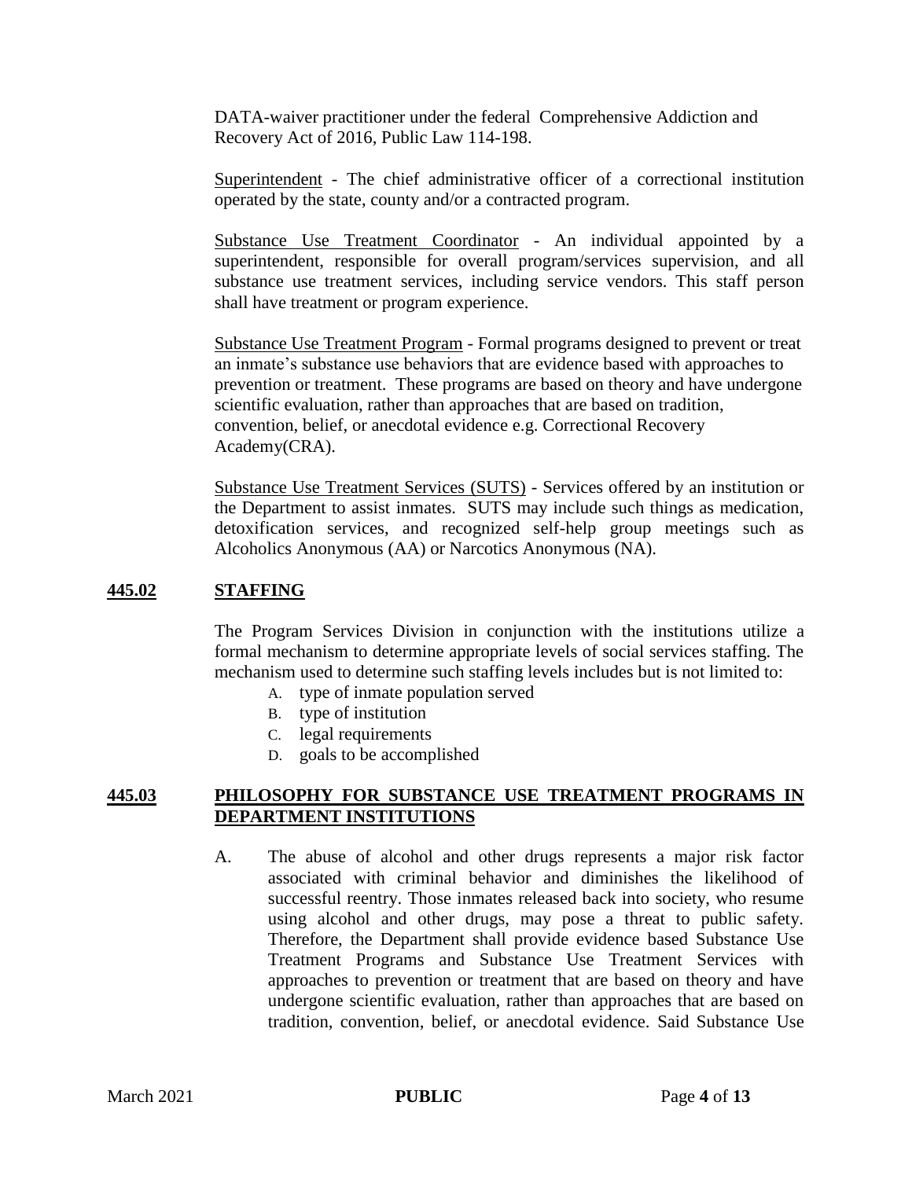DATA-waiver practitioner under the federal Comprehensive Addiction and Recovery Act of 2016, Public Law 114-198.

Superintendent - The chief administrative officer of a correctional institution operated by the state, county and/or a contracted program.

Substance Use Treatment Coordinator - An individual appointed by a superintendent, responsible for overall program/services supervision, and all substance use treatment services, including service vendors. This staff person shall have treatment or program experience.

Substance Use Treatment Program - Formal programs designed to prevent or treat an inmate's substance use behaviors that are evidence based with approaches to prevention or treatment. These programs are based on theory and have undergone scientific evaluation, rather than approaches that are based on tradition, convention, belief, or anecdotal evidence e.g. Correctional Recovery Academy(CRA).

Substance Use Treatment Services (SUTS) - Services offered by an institution or the Department to assist inmates. SUTS may include such things as medication, detoxification services, and recognized self-help group meetings such as Alcoholics Anonymous (AA) or Narcotics Anonymous (NA).

## 445.02 STAFFING

The Program Services Division in conjunction with the institutions utilize a formal mechanism to determine appropriate levels of social services staffing. The mechanism used to determine such staffing levels includes but is not limited to:

A. type of inmate population served
B. type of institution
C. legal requirements
D. goals to be accomplished

## 445.03 PHILOSOPHY FOR SUBSTANCE USE TREATMENT PROGRAMS IN DEPARTMENT INSTITUTIONS

A. The abuse of alcohol and other drugs represents a major risk factor associated with criminal behavior and diminishes the likelihood of successful reentry. Those inmates released back into society, who resume using alcohol and other drugs, may pose a threat to public safety. Therefore, the Department shall provide evidence based Substance Use Treatment Programs and Substance Use Treatment Services with approaches to prevention or treatment that are based on theory and have undergone scientific evaluation, rather than approaches that are based on tradition, convention, belief, or anecdotal evidence. Said Substance Use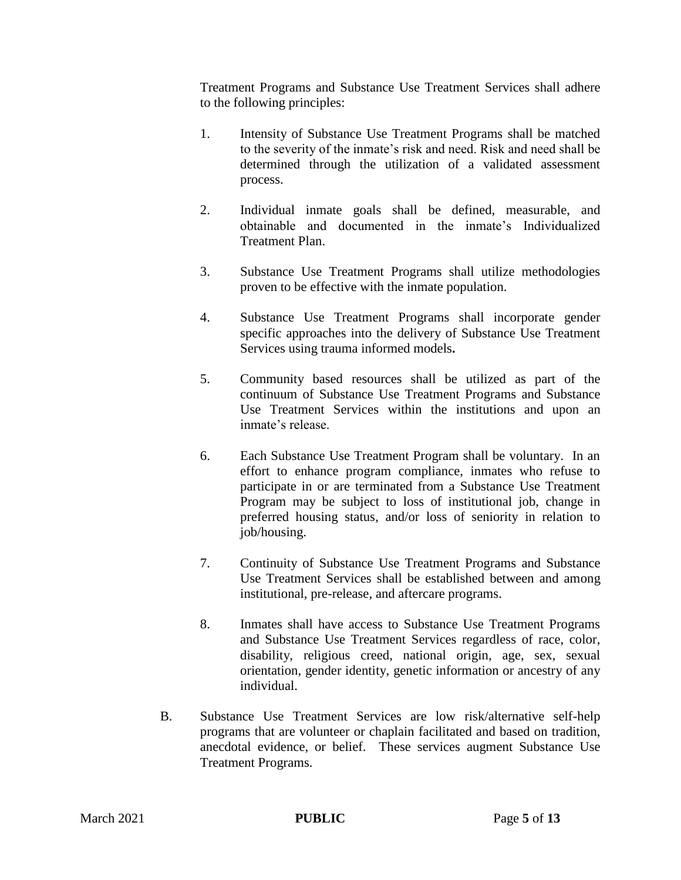Treatment Programs and Substance Use Treatment Services shall adhere to the following principles:

1. Intensity of Substance Use Treatment Programs shall be matched to the severity of the inmate's risk and need. Risk and need shall be determined through the utilization of a validated assessment process.

2. Individual inmate goals shall be defined, measurable, and obtainable and documented in the inmate's Individualized Treatment Plan.

3. Substance Use Treatment Programs shall utilize methodologies proven to be effective with the inmate population.

4. Substance Use Treatment Programs shall incorporate gender specific approaches into the delivery of Substance Use Treatment Services using trauma informed models**.**

5. Community based resources shall be utilized as part of the continuum of Substance Use Treatment Programs and Substance Use Treatment Services within the institutions and upon an inmate's release.

6. Each Substance Use Treatment Program shall be voluntary. In an effort to enhance program compliance, inmates who refuse to participate in or are terminated from a Substance Use Treatment Program may be subject to loss of institutional job, change in preferred housing status, and/or loss of seniority in relation to job/housing.

7. Continuity of Substance Use Treatment Programs and Substance Use Treatment Services shall be established between and among institutional, pre-release, and aftercare programs.

8. Inmates shall have access to Substance Use Treatment Programs and Substance Use Treatment Services regardless of race, color, disability, religious creed, national origin, age, sex, sexual orientation, gender identity, genetic information or ancestry of any individual.

B. Substance Use Treatment Services are low risk/alternative self-help programs that are volunteer or chaplain facilitated and based on tradition, anecdotal evidence, or belief. These services augment Substance Use Treatment Programs.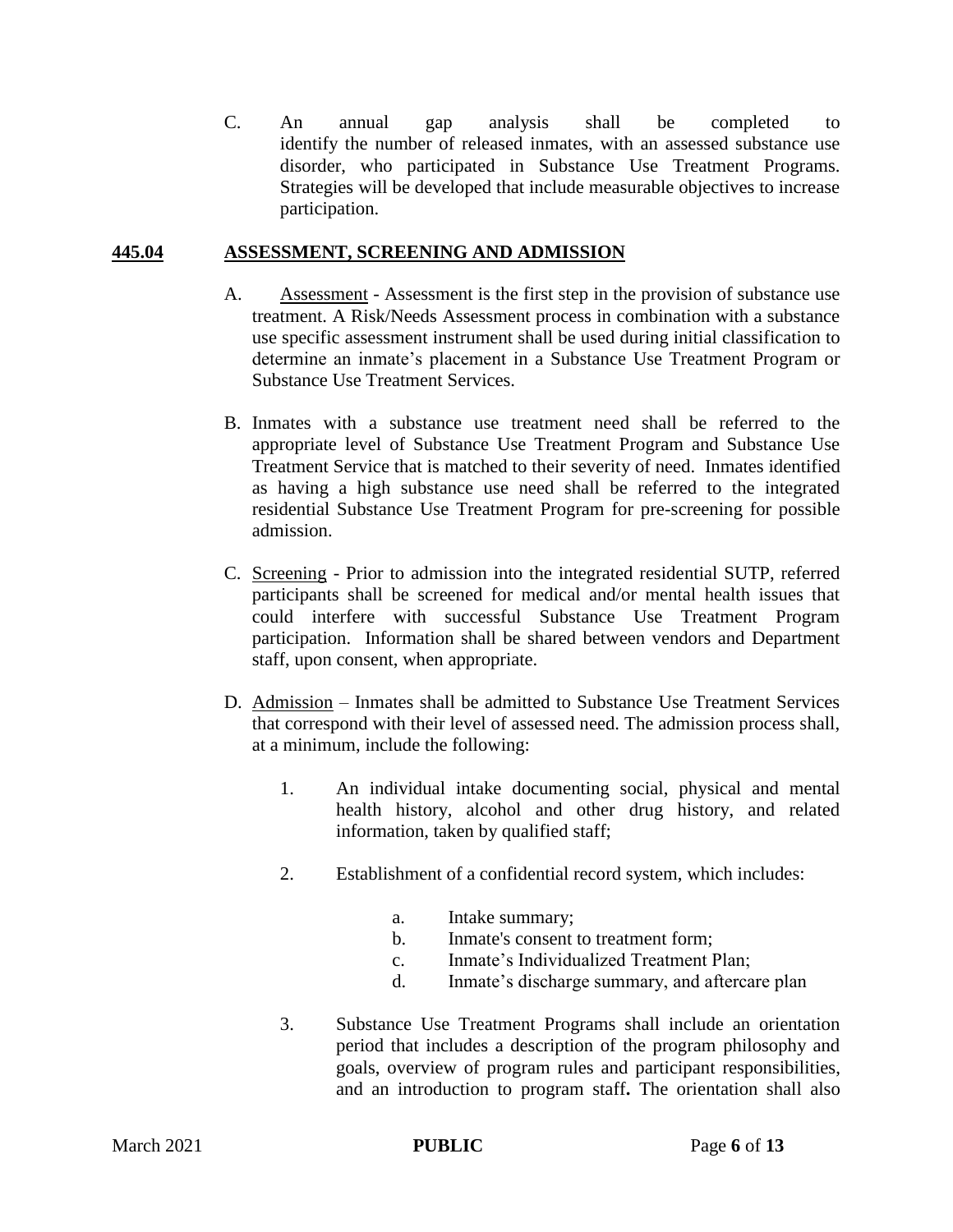C. An annual gap analysis shall be completed to identify the number of released inmates, with an assessed substance use disorder, who participated in Substance Use Treatment Programs. Strategies will be developed that include measurable objectives to increase participation.

## 445.04 ASSESSMENT, SCREENING AND ADMISSION

A. Assessment - Assessment is the first step in the provision of substance use treatment. A Risk/Needs Assessment process in combination with a substance use specific assessment instrument shall be used during initial classification to determine an inmate's placement in a Substance Use Treatment Program or Substance Use Treatment Services.

B. Inmates with a substance use treatment need shall be referred to the appropriate level of Substance Use Treatment Program and Substance Use Treatment Service that is matched to their severity of need. Inmates identified as having a high substance use need shall be referred to the integrated residential Substance Use Treatment Program for pre-screening for possible admission.

C. Screening - Prior to admission into the integrated residential SUTP, referred participants shall be screened for medical and/or mental health issues that could interfere with successful Substance Use Treatment Program participation. Information shall be shared between vendors and Department staff, upon consent, when appropriate.

D. Admission – Inmates shall be admitted to Substance Use Treatment Services that correspond with their level of assessed need. The admission process shall, at a minimum, include the following:

1. An individual intake documenting social, physical and mental health history, alcohol and other drug history, and related information, taken by qualified staff;

2. Establishment of a confidential record system, which includes:

    a. Intake summary;
    b. Inmate's consent to treatment form;
    c. Inmate's Individualized Treatment Plan;
    d. Inmate's discharge summary, and aftercare plan

3. Substance Use Treatment Programs shall include an orientation period that includes a description of the program philosophy and goals, overview of program rules and participant responsibilities, and an introduction to program staff**.** The orientation shall also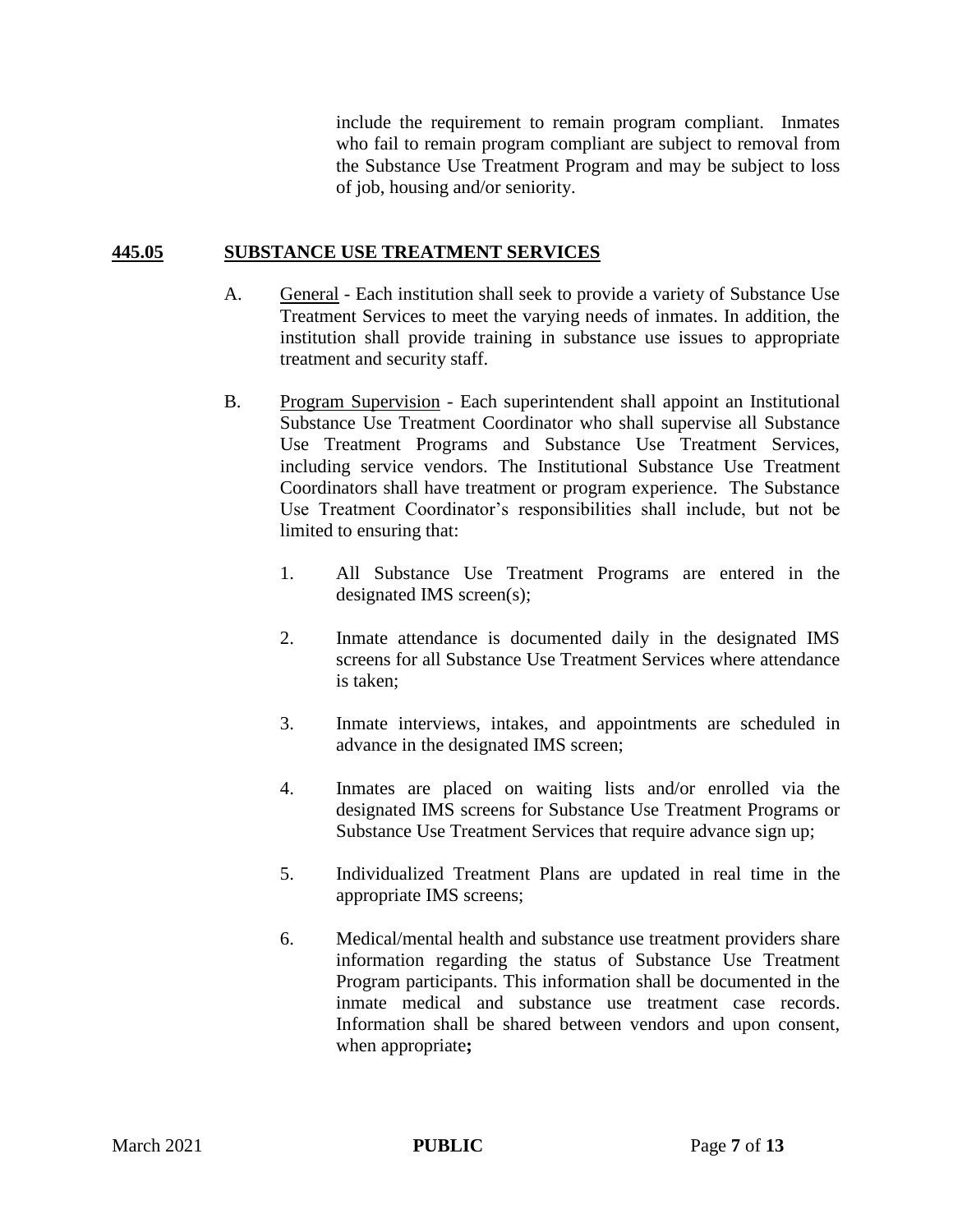include the requirement to remain program compliant. Inmates who fail to remain program compliant are subject to removal from the Substance Use Treatment Program and may be subject to loss of job, housing and/or seniority.

## 445.05 SUBSTANCE USE TREATMENT SERVICES

A. General - Each institution shall seek to provide a variety of Substance Use Treatment Services to meet the varying needs of inmates. In addition, the institution shall provide training in substance use issues to appropriate treatment and security staff.

B. Program Supervision - Each superintendent shall appoint an Institutional Substance Use Treatment Coordinator who shall supervise all Substance Use Treatment Programs and Substance Use Treatment Services, including service vendors. The Institutional Substance Use Treatment Coordinators shall have treatment or program experience. The Substance Use Treatment Coordinator's responsibilities shall include, but not be limited to ensuring that:

1. All Substance Use Treatment Programs are entered in the designated IMS screen(s);

2. Inmate attendance is documented daily in the designated IMS screens for all Substance Use Treatment Services where attendance is taken;

3. Inmate interviews, intakes, and appointments are scheduled in advance in the designated IMS screen;

4. Inmates are placed on waiting lists and/or enrolled via the designated IMS screens for Substance Use Treatment Programs or Substance Use Treatment Services that require advance sign up;

5. Individualized Treatment Plans are updated in real time in the appropriate IMS screens;

6. Medical/mental health and substance use treatment providers share information regarding the status of Substance Use Treatment Program participants. This information shall be documented in the inmate medical and substance use treatment case records. Information shall be shared between vendors and upon consent, when appropriate**;**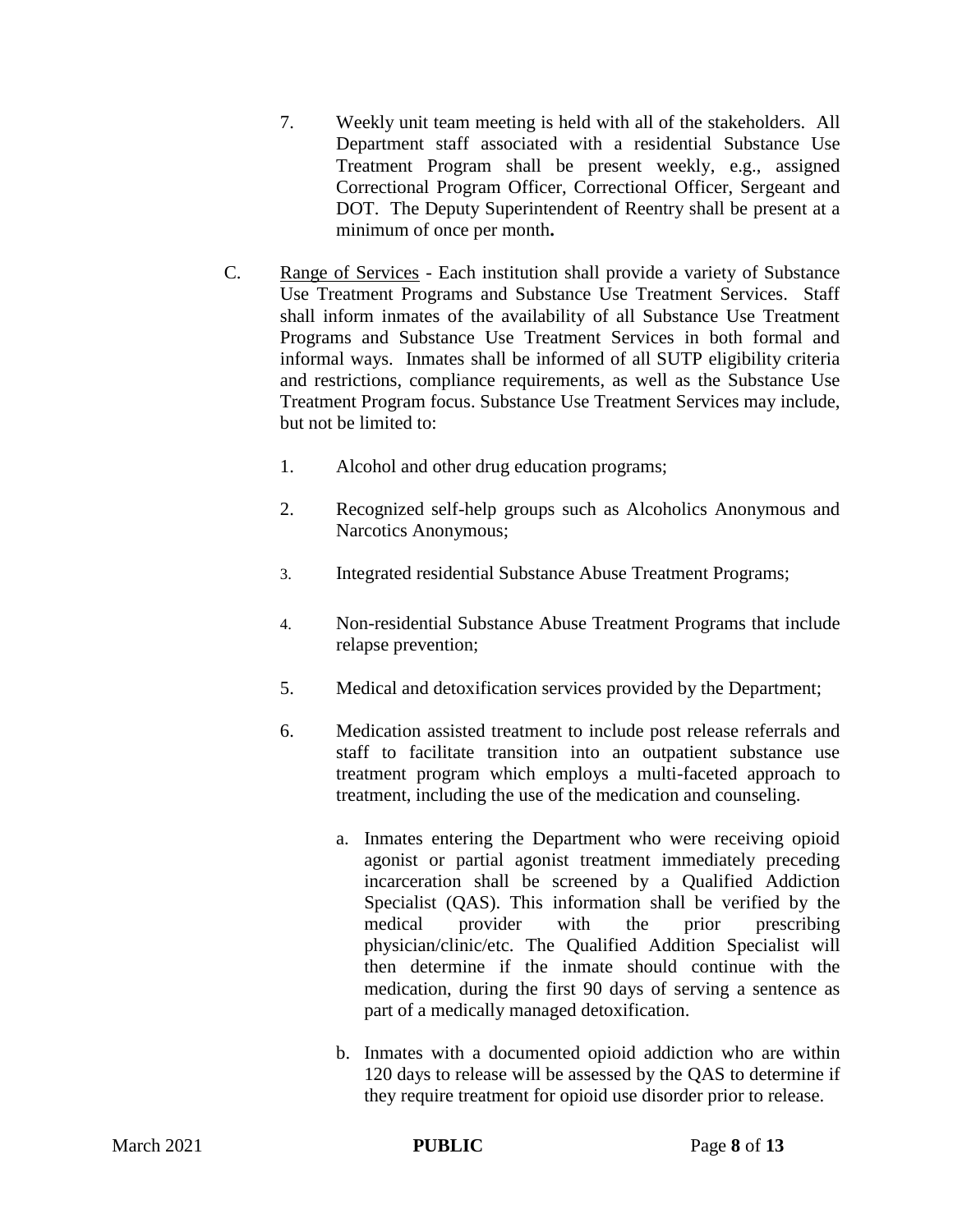7. Weekly unit team meeting is held with all of the stakeholders. All Department staff associated with a residential Substance Use Treatment Program shall be present weekly, e.g., assigned Correctional Program Officer, Correctional Officer, Sergeant and DOT. The Deputy Superintendent of Reentry shall be present at a minimum of once per month**.**

C. <u>Range of Services</u> - Each institution shall provide a variety of Substance Use Treatment Programs and Substance Use Treatment Services. Staff shall inform inmates of the availability of all Substance Use Treatment Programs and Substance Use Treatment Services in both formal and informal ways. Inmates shall be informed of all SUTP eligibility criteria and restrictions, compliance requirements, as well as the Substance Use Treatment Program focus. Substance Use Treatment Services may include, but not be limited to:

1. Alcohol and other drug education programs;

2. Recognized self-help groups such as Alcoholics Anonymous and Narcotics Anonymous;

3. Integrated residential Substance Abuse Treatment Programs;

4. Non-residential Substance Abuse Treatment Programs that include relapse prevention;

5. Medical and detoxification services provided by the Department;

6. Medication assisted treatment to include post release referrals and staff to facilitate transition into an outpatient substance use treatment program which employs a multi-faceted approach to treatment, including the use of the medication and counseling.

   a. Inmates entering the Department who were receiving opioid agonist or partial agonist treatment immediately preceding incarceration shall be screened by a Qualified Addiction Specialist (QAS). This information shall be verified by the medical provider with the prior prescribing physician/clinic/etc. The Qualified Addition Specialist will then determine if the inmate should continue with the medication, during the first 90 days of serving a sentence as part of a medically managed detoxification.

   b. Inmates with a documented opioid addiction who are within 120 days to release will be assessed by the QAS to determine if they require treatment for opioid use disorder prior to release.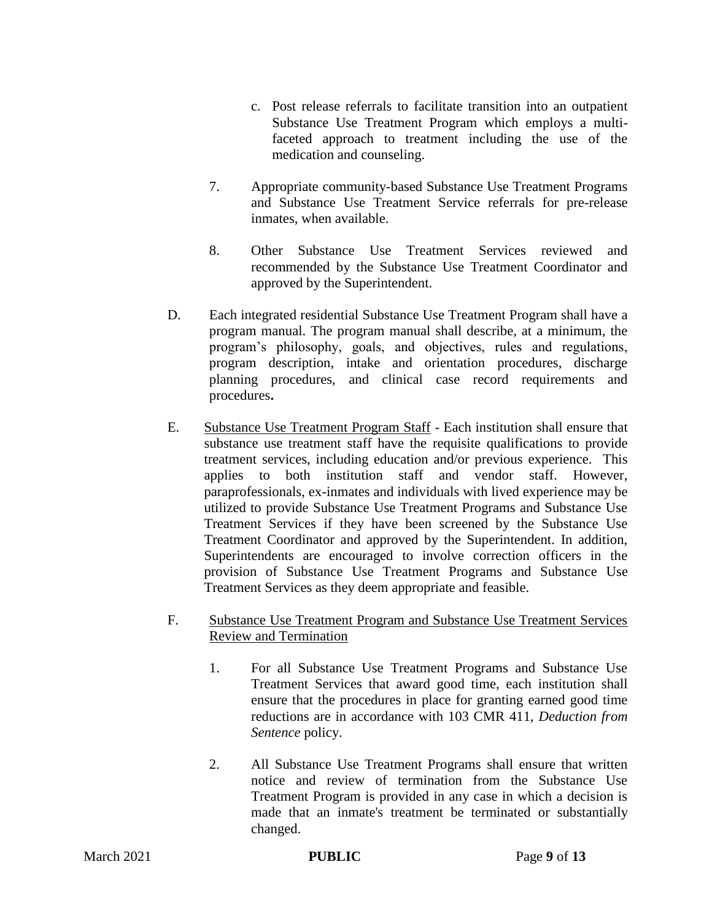c. Post release referrals to facilitate transition into an outpatient Substance Use Treatment Program which employs a multi-faceted approach to treatment including the use of the medication and counseling.

7. Appropriate community-based Substance Use Treatment Programs and Substance Use Treatment Service referrals for pre-release inmates, when available.

8. Other Substance Use Treatment Services reviewed and recommended by the Substance Use Treatment Coordinator and approved by the Superintendent.

D. Each integrated residential Substance Use Treatment Program shall have a program manual. The program manual shall describe, at a minimum, the program's philosophy, goals, and objectives, rules and regulations, program description, intake and orientation procedures, discharge planning procedures, and clinical case record requirements and procedures**.**

E. Substance Use Treatment Program Staff - Each institution shall ensure that substance use treatment staff have the requisite qualifications to provide treatment services, including education and/or previous experience. This applies to both institution staff and vendor staff. However, paraprofessionals, ex-inmates and individuals with lived experience may be utilized to provide Substance Use Treatment Programs and Substance Use Treatment Services if they have been screened by the Substance Use Treatment Coordinator and approved by the Superintendent. In addition, Superintendents are encouraged to involve correction officers in the provision of Substance Use Treatment Programs and Substance Use Treatment Services as they deem appropriate and feasible.

F. Substance Use Treatment Program and Substance Use Treatment Services Review and Termination

1. For all Substance Use Treatment Programs and Substance Use Treatment Services that award good time, each institution shall ensure that the procedures in place for granting earned good time reductions are in accordance with 103 CMR 411, *Deduction from Sentence* policy.

2. All Substance Use Treatment Programs shall ensure that written notice and review of termination from the Substance Use Treatment Program is provided in any case in which a decision is made that an inmate's treatment be terminated or substantially changed.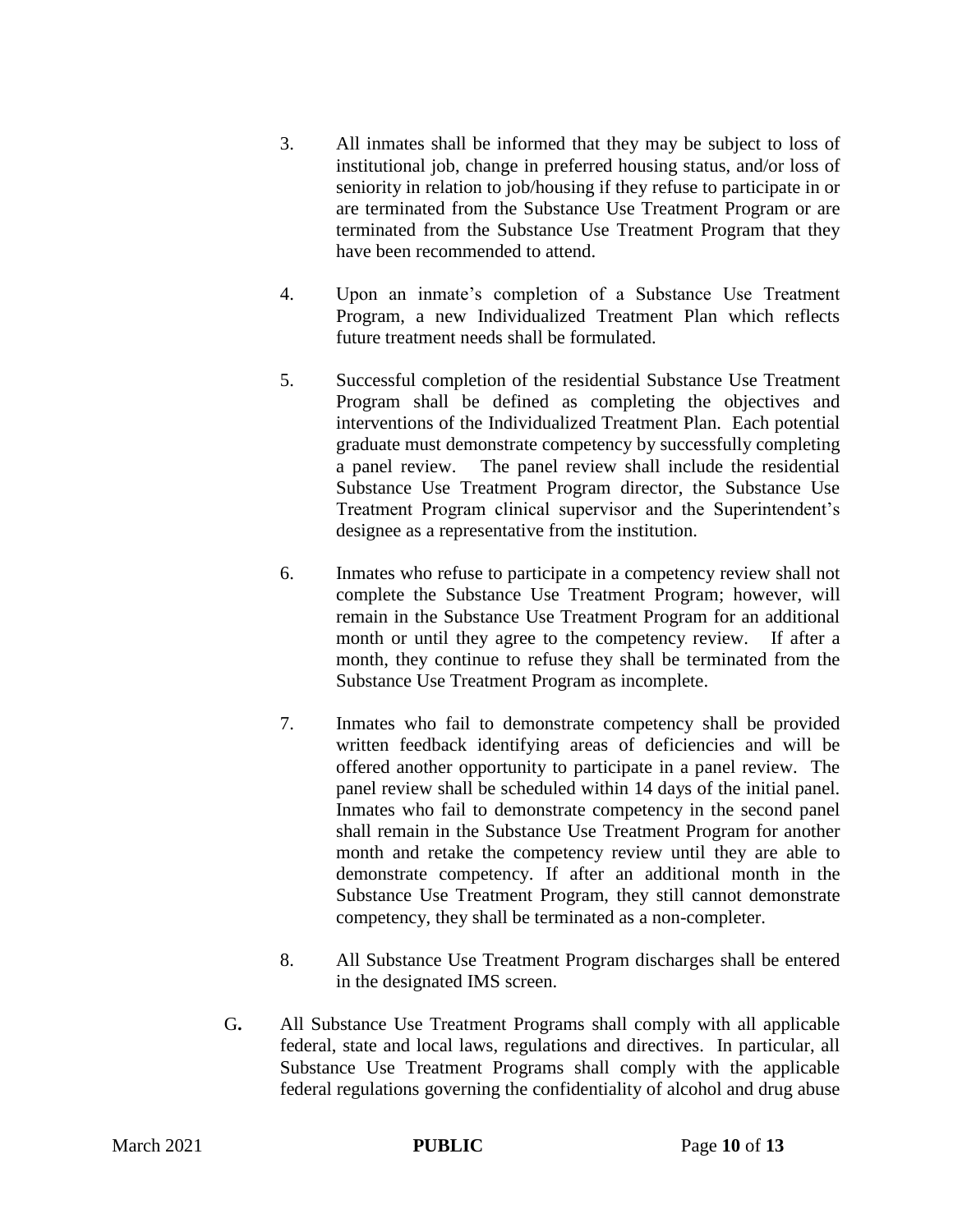3. All inmates shall be informed that they may be subject to loss of institutional job, change in preferred housing status, and/or loss of seniority in relation to job/housing if they refuse to participate in or are terminated from the Substance Use Treatment Program or are terminated from the Substance Use Treatment Program that they have been recommended to attend.

4. Upon an inmate's completion of a Substance Use Treatment Program, a new Individualized Treatment Plan which reflects future treatment needs shall be formulated.

5. Successful completion of the residential Substance Use Treatment Program shall be defined as completing the objectives and interventions of the Individualized Treatment Plan. Each potential graduate must demonstrate competency by successfully completing a panel review. The panel review shall include the residential Substance Use Treatment Program director, the Substance Use Treatment Program clinical supervisor and the Superintendent's designee as a representative from the institution.

6. Inmates who refuse to participate in a competency review shall not complete the Substance Use Treatment Program; however, will remain in the Substance Use Treatment Program for an additional month or until they agree to the competency review. If after a month, they continue to refuse they shall be terminated from the Substance Use Treatment Program as incomplete.

7. Inmates who fail to demonstrate competency shall be provided written feedback identifying areas of deficiencies and will be offered another opportunity to participate in a panel review. The panel review shall be scheduled within 14 days of the initial panel. Inmates who fail to demonstrate competency in the second panel shall remain in the Substance Use Treatment Program for another month and retake the competency review until they are able to demonstrate competency. If after an additional month in the Substance Use Treatment Program, they still cannot demonstrate competency, they shall be terminated as a non-completer.

8. All Substance Use Treatment Program discharges shall be entered in the designated IMS screen.

G. All Substance Use Treatment Programs shall comply with all applicable federal, state and local laws, regulations and directives. In particular, all Substance Use Treatment Programs shall comply with the applicable federal regulations governing the confidentiality of alcohol and drug abuse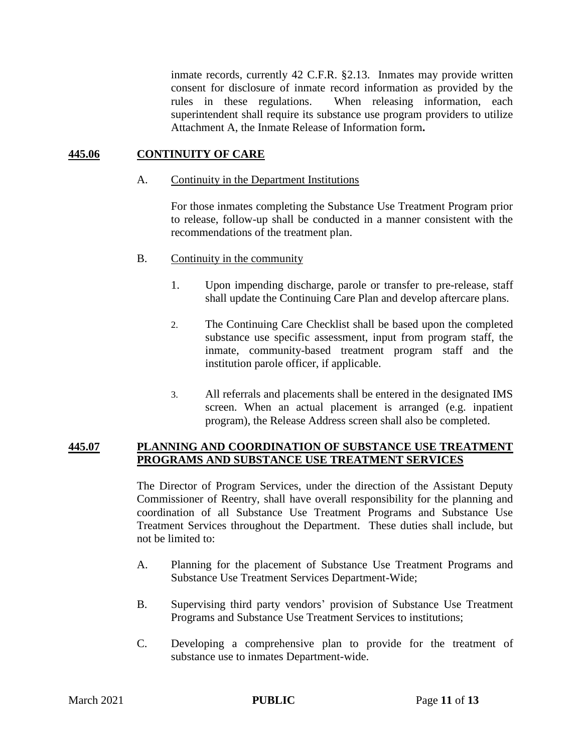inmate records, currently 42 C.F.R. §2.13. Inmates may provide written consent for disclosure of inmate record information as provided by the rules in these regulations. When releasing information, each superintendent shall require its substance use program providers to utilize Attachment A, the Inmate Release of Information form**.**

## 445.06 CONTINUITY OF CARE

A. Continuity in the Department Institutions

For those inmates completing the Substance Use Treatment Program prior to release, follow-up shall be conducted in a manner consistent with the recommendations of the treatment plan.

B. Continuity in the community

1. Upon impending discharge, parole or transfer to pre-release, staff shall update the Continuing Care Plan and develop aftercare plans.

2. The Continuing Care Checklist shall be based upon the completed substance use specific assessment, input from program staff, the inmate, community-based treatment program staff and the institution parole officer, if applicable.

3. All referrals and placements shall be entered in the designated IMS screen. When an actual placement is arranged (e.g. inpatient program), the Release Address screen shall also be completed.

## 445.07 PLANNING AND COORDINATION OF SUBSTANCE USE TREATMENT PROGRAMS AND SUBSTANCE USE TREATMENT SERVICES

The Director of Program Services, under the direction of the Assistant Deputy Commissioner of Reentry, shall have overall responsibility for the planning and coordination of all Substance Use Treatment Programs and Substance Use Treatment Services throughout the Department. These duties shall include, but not be limited to:

A. Planning for the placement of Substance Use Treatment Programs and Substance Use Treatment Services Department-Wide;

B. Supervising third party vendors' provision of Substance Use Treatment Programs and Substance Use Treatment Services to institutions;

C. Developing a comprehensive plan to provide for the treatment of substance use to inmates Department-wide.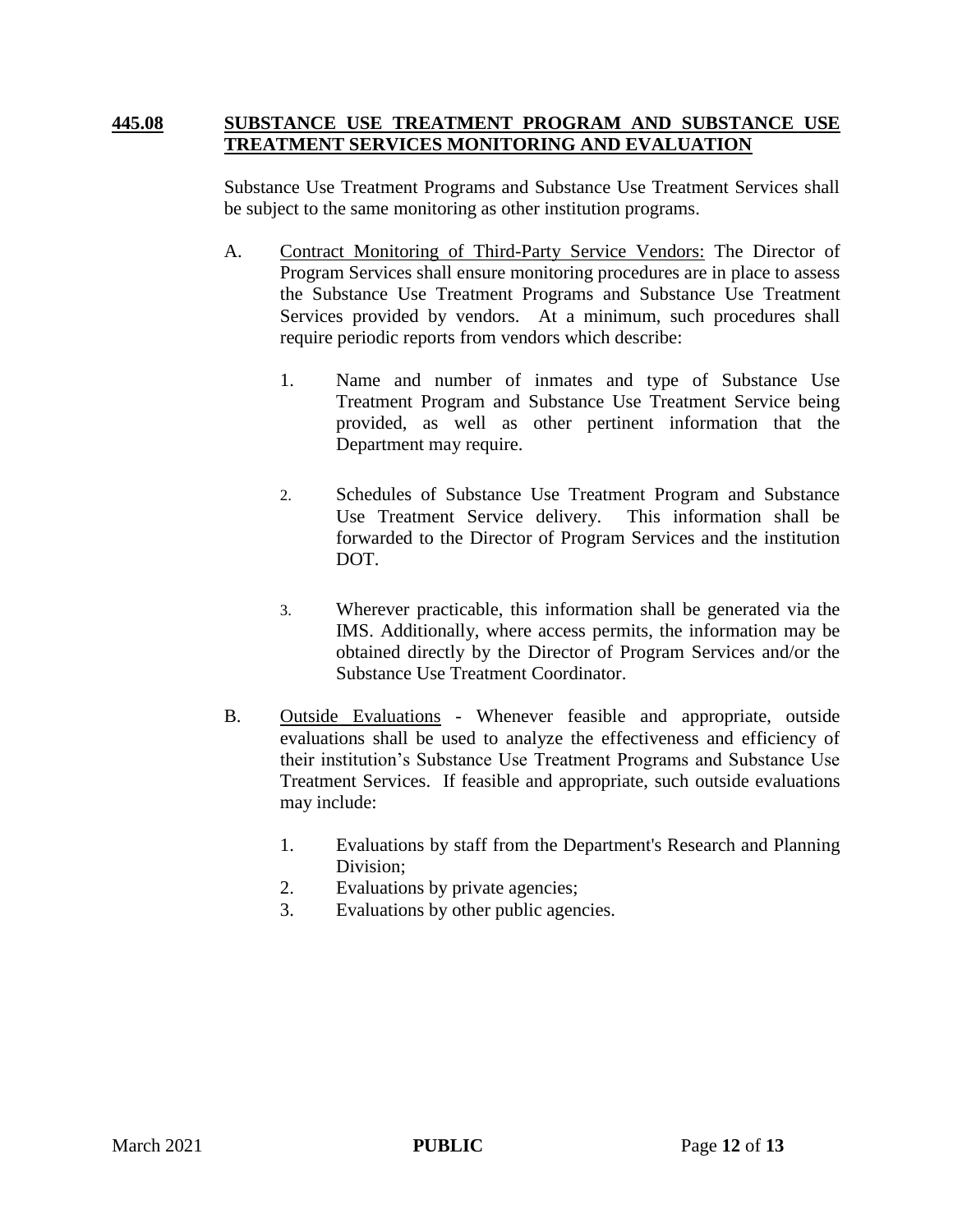## 445.08 SUBSTANCE USE TREATMENT PROGRAM AND SUBSTANCE USE TREATMENT SERVICES MONITORING AND EVALUATION

Substance Use Treatment Programs and Substance Use Treatment Services shall be subject to the same monitoring as other institution programs.

A. Contract Monitoring of Third-Party Service Vendors: The Director of Program Services shall ensure monitoring procedures are in place to assess the Substance Use Treatment Programs and Substance Use Treatment Services provided by vendors. At a minimum, such procedures shall require periodic reports from vendors which describe:

   1. Name and number of inmates and type of Substance Use Treatment Program and Substance Use Treatment Service being provided, as well as other pertinent information that the Department may require.

   2. Schedules of Substance Use Treatment Program and Substance Use Treatment Service delivery. This information shall be forwarded to the Director of Program Services and the institution DOT.

   3. Wherever practicable, this information shall be generated via the IMS. Additionally, where access permits, the information may be obtained directly by the Director of Program Services and/or the Substance Use Treatment Coordinator.

B. Outside Evaluations - Whenever feasible and appropriate, outside evaluations shall be used to analyze the effectiveness and efficiency of their institution's Substance Use Treatment Programs and Substance Use Treatment Services. If feasible and appropriate, such outside evaluations may include:

   1. Evaluations by staff from the Department's Research and Planning Division;
   2. Evaluations by private agencies;
   3. Evaluations by other public agencies.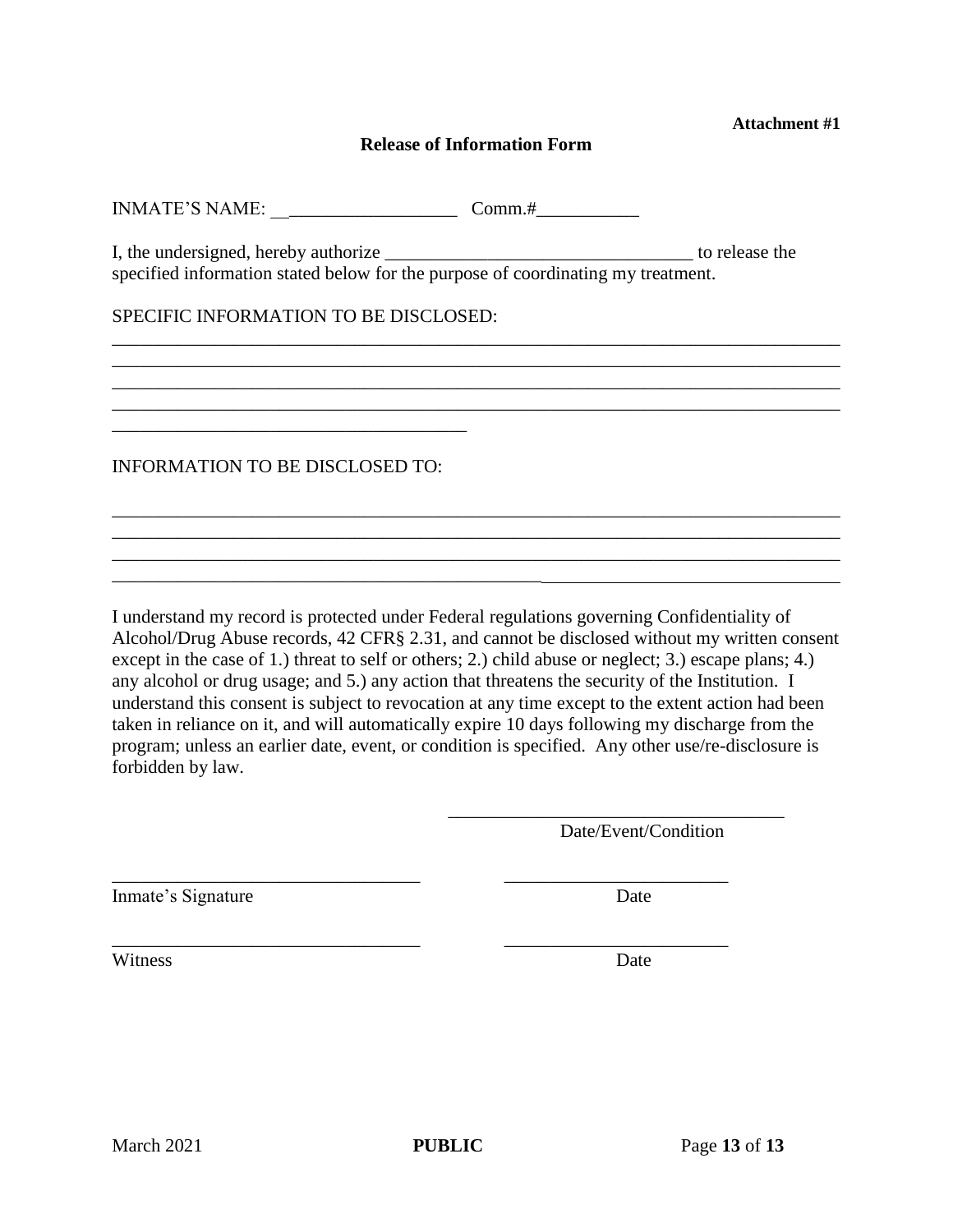**Attachment #1**

**Release of Information Form**

INMATE'S NAME: ___________________ Comm.#___________

I, the undersigned, hereby authorize _________________________________ to release the specified information stated below for the purpose of coordinating my treatment.

SPECIFIC INFORMATION TO BE DISCLOSED:

_______________________________________________________________________________
_______________________________________________________________________________
_______________________________________________________________________________
_______________________________________________________________________________
______________________________________

INFORMATION TO BE DISCLOSED TO:

_______________________________________________________________________________
_______________________________________________________________________________
_______________________________________________________________________________
_______________________________________________________________________________

I understand my record is protected under Federal regulations governing Confidentiality of Alcohol/Drug Abuse records, 42 CFR§ 2.31, and cannot be disclosed without my written consent except in the case of 1.) threat to self or others; 2.) child abuse or neglect; 3.) escape plans; 4.) any alcohol or drug usage; and 5.) any action that threatens the security of the Institution. I understand this consent is subject to revocation at any time except to the extent action had been taken in reliance on it, and will automatically expire 10 days following my discharge from the program; unless an earlier date, event, or condition is specified. Any other use/re-disclosure is forbidden by law.

____________________________________
Date/Event/Condition

_________________________________ ________________________
Inmate's Signature Date

_________________________________ ________________________
Witness Date

March 2021 **PUBLIC**